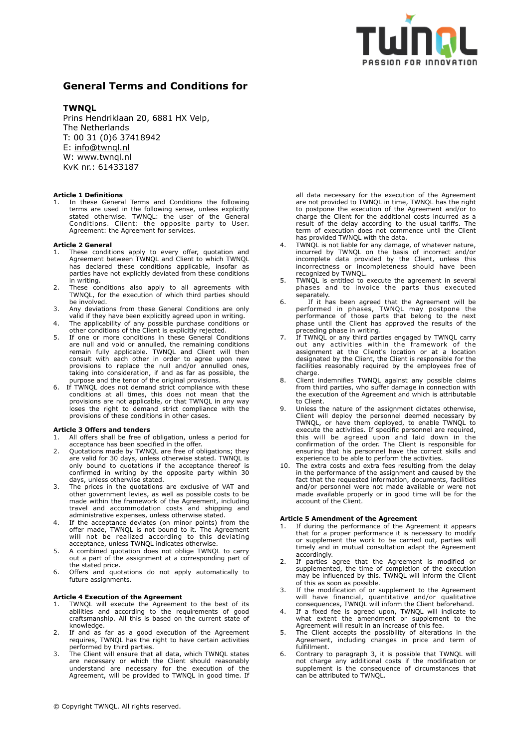# General Terms and Conditions for

**TWNQL**
Prins Hendriklaan 20, 6881 HX Velp,
The Netherlands
T: 00 31 (0)6 37418942
E: info@twnql.nl
W: www.twnql.nl
KvK nr.: 61433187

### Article 1 Definitions

1. In these General Terms and Conditions the following terms are used in the following sense, unless explicitly stated otherwise. TWNQL: the user of the General Conditions. Client: the opposite party to User. Agreement: the Agreement for services.

### Article 2 General

1. These conditions apply to every offer, quotation and Agreement between TWNQL and Client to which TWNQL has declared these conditions applicable, insofar as parties have not explicitly deviated from these conditions in writing.
2. These conditions also apply to all agreements with TWNQL, for the execution of which third parties should be involved.
3. Any deviations from these General Conditions are only valid if they have been explicitly agreed upon in writing.
4. The applicability of any possible purchase conditions or other conditions of the Client is explicitly rejected.
5. If one or more conditions in these General Conditions are null and void or annulled, the remaining conditions remain fully applicable. TWNQL and Client will then consult with each other in order to agree upon new provisions to replace the null and/or annulled ones, taking into consideration, if and as far as possible, the purpose and the tenor of the original provisions.
6. If TWNQL does not demand strict compliance with these conditions at all times, this does not mean that the provisions are not applicable, or that TWNQL in any way loses the right to demand strict compliance with the provisions of these conditions in other cases.

### Article 3 Offers and tenders

1. All offers shall be free of obligation, unless a period for acceptance has been specified in the offer.
2. Quotations made by TWNQL are free of obligations; they are valid for 30 days, unless otherwise stated. TWNQL is only bound to quotations if the acceptance thereof is confirmed in writing by the opposite party within 30 days, unless otherwise stated.
3. The prices in the quotations are exclusive of VAT and other government levies, as well as possible costs to be made within the framework of the Agreement, including travel and accommodation costs and shipping and administrative expenses, unless otherwise stated.
4. If the acceptance deviates (on minor points) from the offer made, TWNQL is not bound to it. The Agreement will not be realized according to this deviating acceptance, unless TWNQL indicates otherwise.
5. A combined quotation does not oblige TWNQL to carry out a part of the assignment at a corresponding part of the stated price.
6. Offers and quotations do not apply automatically to future assignments.

### Article 4 Execution of the Agreement

1. TWNQL will execute the Agreement to the best of its abilities and according to the requirements of good craftsmanship. All this is based on the current state of knowledge.
2. If and as far as a good execution of the Agreement requires, TWNQL has the right to have certain activities performed by third parties.
3. The Client will ensure that all data, which TWNQL states are necessary or which the Client should reasonably understand are necessary for the execution of the Agreement, will be provided to TWNQL in good time. If all data necessary for the execution of the Agreement are not provided to TWNQL in time, TWNQL has the right to postpone the execution of the Agreement and/or to charge the Client for the additional costs incurred as a result of the delay according to the usual tariffs. The term of execution does not commence until the Client has provided TWNQL with the data.
4. TWNQL is not liable for any damage, of whatever nature, incurred by TWNQL on the basis of incorrect and/or incomplete data provided by the Client, unless this incorrectness or incompleteness should have been recognized by TWNQL.
5. TWNQL is entitled to execute the agreement in several phases and to invoice the parts thus executed separately.
6. If it has been agreed that the Agreement will be performed in phases, TWNQL may postpone the performance of those parts that belong to the next phase until the Client has approved the results of the preceding phase in writing.
7. If TWNQL or any third parties engaged by TWNQL carry out any activities within the framework of the assignment at the Client's location or at a location designated by the Client, the Client is responsible for the facilities reasonably required by the employees free of charge.
8. Client indemnifies TWNQL against any possible claims from third parties, who suffer damage in connection with the execution of the Agreement and which is attributable to Client.
9. Unless the nature of the assignment dictates otherwise, Client will deploy the personnel deemed necessary by TWNQL, or have them deployed, to enable TWNQL to execute the activities. If specific personnel are required, this will be agreed upon and laid down in the confirmation of the order. The Client is responsible for ensuring that his personnel have the correct skills and experience to be able to perform the activities.
10. The extra costs and extra fees resulting from the delay in the performance of the assignment and caused by the fact that the requested information, documents, facilities and/or personnel were not made available or were not made available properly or in good time will be for the account of the Client.

### Article 5 Amendment of the Agreement

1. If during the performance of the Agreement it appears that for a proper performance it is necessary to modify or supplement the work to be carried out, parties will timely and in mutual consultation adapt the Agreement accordingly.
2. If parties agree that the Agreement is modified or supplemented, the time of completion of the execution may be influenced by this. TWNQL will inform the Client of this as soon as possible.
3. If the modification of or supplement to the Agreement will have financial, quantitative and/or qualitative consequences, TWNQL will inform the Client beforehand.
4. If a fixed fee is agreed upon, TWNQL will indicate to what extent the amendment or supplement to the Agreement will result in an increase of this fee.
5. The Client accepts the possibility of alterations in the Agreement, including changes in price and term of fulfillment.
6. Contrary to paragraph 3, it is possible that TWNQL will not charge any additional costs if the modification or supplement is the consequence of circumstances that can be attributed to TWNQL.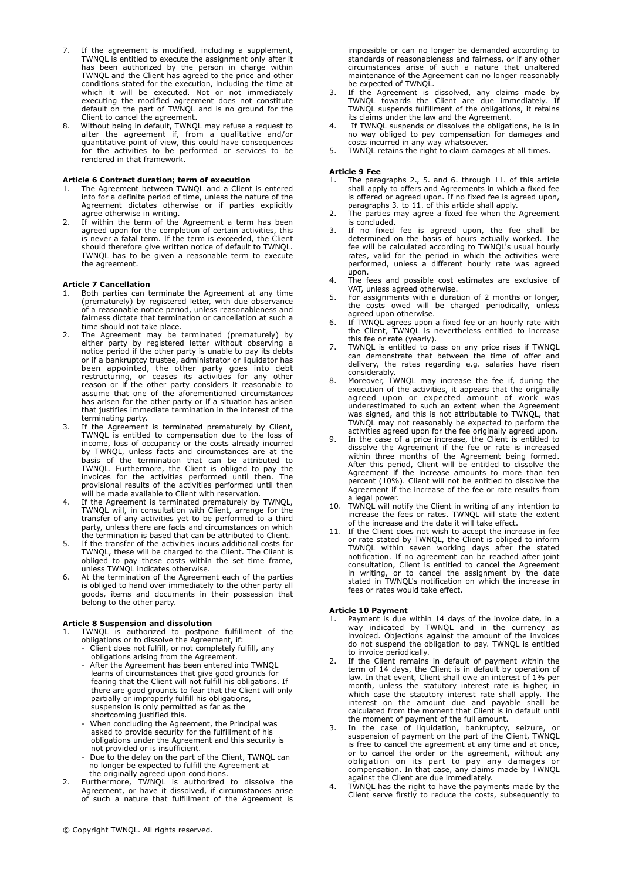7. If the agreement is modified, including a supplement, TWNQL is entitled to execute the assignment only after it has been authorized by the person in charge within TWNQL and the Client has agreed to the price and other conditions stated for the execution, including the time at which it will be executed. Not or not immediately executing the modified agreement does not constitute default on the part of TWNQL and is no ground for the Client to cancel the agreement.
8. Without being in default, TWNQL may refuse a request to alter the agreement if, from a qualitative and/or quantitative point of view, this could have consequences for the activities to be performed or services to be rendered in that framework.

**Article 6 Contract duration; term of execution**

1. The Agreement between TWNQL and a Client is entered into for a definite period of time, unless the nature of the Agreement dictates otherwise or if parties explicitly agree otherwise in writing.
2. If within the term of the Agreement a term has been agreed upon for the completion of certain activities, this is never a fatal term. If the term is exceeded, the Client should therefore give written notice of default to TWNQL. TWNQL has to be given a reasonable term to execute the agreement.

**Article 7 Cancellation**

1. Both parties can terminate the Agreement at any time (prematurely) by registered letter, with due observance of a reasonable notice period, unless reasonableness and fairness dictate that termination or cancellation at such a time should not take place.
2. The Agreement may be terminated (prematurely) by either party by registered letter without observing a notice period if the other party is unable to pay its debts or if a bankruptcy trustee, administrator or liquidator has been appointed, the other party goes into debt restructuring, or ceases its activities for any other reason or if the other party considers it reasonable to assume that one of the aforementioned circumstances has arisen for the other party or if a situation has arisen that justifies immediate termination in the interest of the terminating party.
3. If the Agreement is terminated prematurely by Client, TWNQL is entitled to compensation due to the loss of income, loss of occupancy or the costs already incurred by TWNQL, unless facts and circumstances are at the basis of the termination that can be attributed to TWNQL. Furthermore, the Client is obliged to pay the invoices for the activities performed until then. The provisional results of the activities performed until then will be made available to Client with reservation.
4. If the Agreement is terminated prematurely by TWNQL, TWNQL will, in consultation with Client, arrange for the transfer of any activities yet to be performed to a third party, unless there are facts and circumstances on which the termination is based that can be attributed to Client.
5. If the transfer of the activities incurs additional costs for TWNQL, these will be charged to the Client. The Client is obliged to pay these costs within the set time frame, unless TWNQL indicates otherwise.
6. At the termination of the Agreement each of the parties is obliged to hand over immediately to the other party all goods, items and documents in their possession that belong to the other party.

**Article 8 Suspension and dissolution**

1. TWNQL is authorized to postpone fulfillment of the obligations or to dissolve the Agreement, if:
   - Client does not fulfill, or not completely fulfill, any obligations arising from the Agreement.
   - After the Agreement has been entered into TWNQL learns of circumstances that give good grounds for fearing that the Client will not fulfill his obligations. If there are good grounds to fear that the Client will only partially or improperly fulfill his obligations, suspension is only permitted as far as the shortcoming justified this.
   - When concluding the Agreement, the Principal was asked to provide security for the fulfillment of his obligations under the Agreement and this security is not provided or is insufficient.
   - Due to the delay on the part of the Client, TWNQL can no longer be expected to fulfill the Agreement at the originally agreed upon conditions.
2. Furthermore, TWNQL is authorized to dissolve the Agreement, or have it dissolved, if circumstances arise of such a nature that fulfillment of the Agreement is impossible or can no longer be demanded according to standards of reasonableness and fairness, or if any other circumstances arise of such a nature that unaltered maintenance of the Agreement can no longer reasonably be expected of TWNQL.
3. If the Agreement is dissolved, any claims made by TWNQL towards the Client are due immediately. If TWNQL suspends fulfillment of the obligations, it retains its claims under the law and the Agreement.
4. If TWNQL suspends or dissolves the obligations, he is in no way obliged to pay compensation for damages and costs incurred in any way whatsoever.
5. TWNQL retains the right to claim damages at all times.

**Article 9 Fee**

1. The paragraphs 2., 5. and 6. through 11. of this article shall apply to offers and Agreements in which a fixed fee is offered or agreed upon. If no fixed fee is agreed upon, paragraphs 3. to 11. of this article shall apply.
2. The parties may agree a fixed fee when the Agreement is concluded.
3. If no fixed fee is agreed upon, the fee shall be determined on the basis of hours actually worked. The fee will be calculated according to TWNQL's usual hourly rates, valid for the period in which the activities were performed, unless a different hourly rate was agreed upon.
4. The fees and possible cost estimates are exclusive of VAT, unless agreed otherwise.
5. For assignments with a duration of 2 months or longer, the costs owed will be charged periodically, unless agreed upon otherwise.
6. If TWNQL agrees upon a fixed fee or an hourly rate with the Client, TWNQL is nevertheless entitled to increase this fee or rate (yearly).
7. TWNQL is entitled to pass on any price rises if TWNQL can demonstrate that between the time of offer and delivery, the rates regarding e.g. salaries have risen considerably.
8. Moreover, TWNQL may increase the fee if, during the execution of the activities, it appears that the originally agreed upon or expected amount of work was underestimated to such an extent when the Agreement was signed, and this is not attributable to TWNQL, that TWNQL may not reasonably be expected to perform the activities agreed upon for the fee originally agreed upon.
9. In the case of a price increase, the Client is entitled to dissolve the Agreement if the fee or rate is increased within three months of the Agreement being formed. After this period, Client will be entitled to dissolve the Agreement if the increase amounts to more than ten percent (10%). Client will not be entitled to dissolve the Agreement if the increase of the fee or rate results from a legal power.
10. TWNQL will notify the Client in writing of any intention to increase the fees or rates. TWNQL will state the extent of the increase and the date it will take effect.
11. If the Client does not wish to accept the increase in fee or rate stated by TWNQL, the Client is obliged to inform TWNQL within seven working days after the stated notification. If no agreement can be reached after joint consultation, Client is entitled to cancel the Agreement in writing, or to cancel the assignment by the date stated in TWNQL's notification on which the increase in fees or rates would take effect.

**Article 10 Payment**

1. Payment is due within 14 days of the invoice date, in a way indicated by TWNQL and in the currency as invoiced. Objections against the amount of the invoices do not suspend the obligation to pay. TWNQL is entitled to invoice periodically.
2. If the Client remains in default of payment within the term of 14 days, the Client is in default by operation of law. In that event, Client shall owe an interest of 1% per month, unless the statutory interest rate is higher, in which case the statutory interest rate shall apply. The interest on the amount due and payable shall be calculated from the moment that Client is in default until the moment of payment of the full amount.
3. In the case of liquidation, bankruptcy, seizure, or suspension of payment on the part of the Client, TWNQL is free to cancel the agreement at any time and at once, or to cancel the order or the agreement, without any obligation on its part to pay any damages or compensation. In that case, any claims made by TWNQL against the Client are due immediately.
4. TWNQL has the right to have the payments made by the Client serve firstly to reduce the costs, subsequently to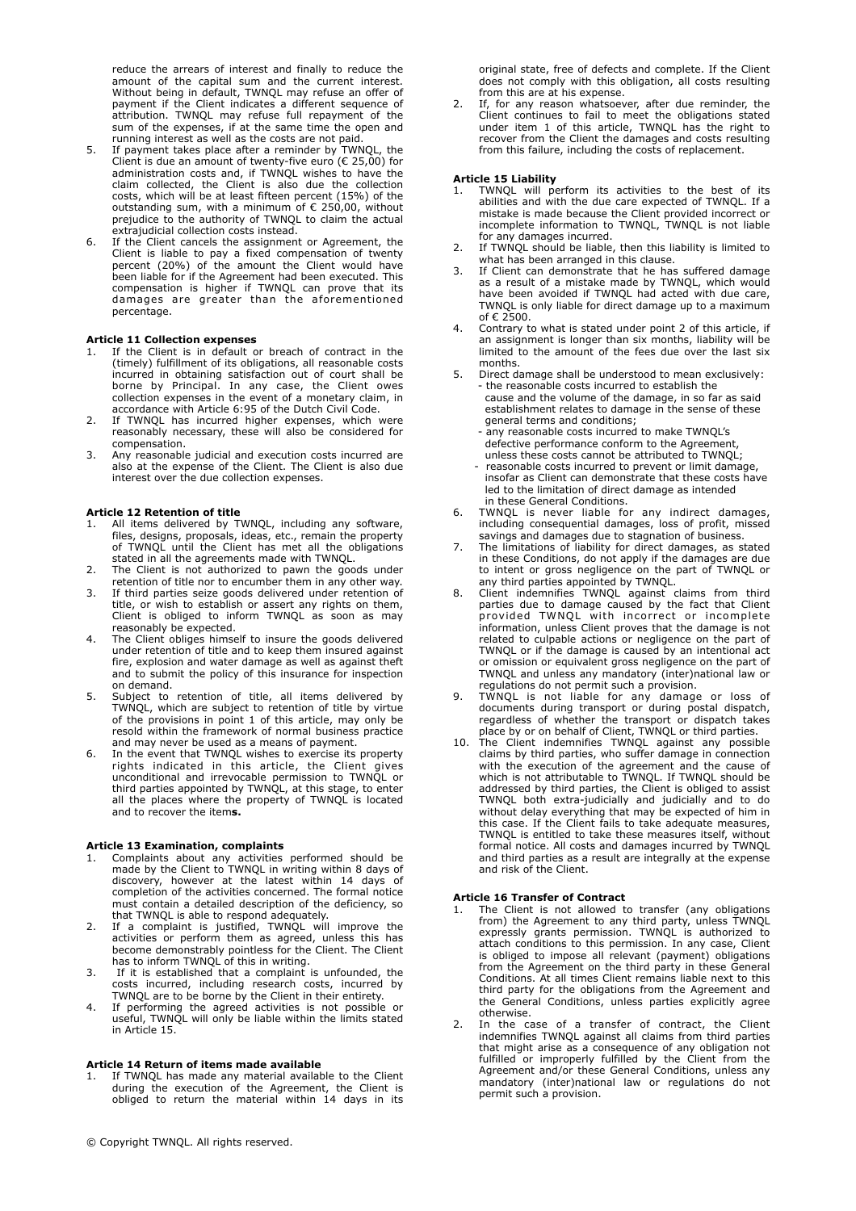reduce the arrears of interest and finally to reduce the amount of the capital sum and the current interest. Without being in default, TWNQL may refuse an offer of payment if the Client indicates a different sequence of attribution. TWNQL may refuse full repayment of the sum of the expenses, if at the same time the open and running interest as well as the costs are not paid.

5. If payment takes place after a reminder by TWNQL, the Client is due an amount of twenty-five euro (€ 25,00) for administration costs and, if TWNQL wishes to have the claim collected, the Client is also due the collection costs, which will be at least fifteen percent (15%) of the outstanding sum, with a minimum of € 250,00, without prejudice to the authority of TWNQL to claim the actual extrajudicial collection costs instead.
6. If the Client cancels the assignment or Agreement, the Client is liable to pay a fixed compensation of twenty percent (20%) of the amount the Client would have been liable for if the Agreement had been executed. This compensation is higher if TWNQL can prove that its damages are greater than the aforementioned percentage.

**Article 11 Collection expenses**

1. If the Client is in default or breach of contract in the (timely) fulfillment of its obligations, all reasonable costs incurred in obtaining satisfaction out of court shall be borne by Principal. In any case, the Client owes collection expenses in the event of a monetary claim, in accordance with Article 6:95 of the Dutch Civil Code.
2. If TWNQL has incurred higher expenses, which were reasonably necessary, these will also be considered for compensation.
3. Any reasonable judicial and execution costs incurred are also at the expense of the Client. The Client is also due interest over the due collection expenses.

**Article 12 Retention of title**

1. All items delivered by TWNQL, including any software, files, designs, proposals, ideas, etc., remain the property of TWNQL until the Client has met all the obligations stated in all the agreements made with TWNQL.
2. The Client is not authorized to pawn the goods under retention of title nor to encumber them in any other way.
3. If third parties seize goods delivered under retention of title, or wish to establish or assert any rights on them, Client is obliged to inform TWNQL as soon as may reasonably be expected.
4. The Client obliges himself to insure the goods delivered under retention of title and to keep them insured against fire, explosion and water damage as well as against theft and to submit the policy of this insurance for inspection on demand.
5. Subject to retention of title, all items delivered by TWNQL, which are subject to retention of title by virtue of the provisions in point 1 of this article, may only be resold within the framework of normal business practice and may never be used as a means of payment.
6. In the event that TWNQL wishes to exercise its property rights indicated in this article, the Client gives unconditional and irrevocable permission to TWNQL or third parties appointed by TWNQL, at this stage, to enter all the places where the property of TWNQL is located and to recover the item**s.**

**Article 13 Examination, complaints**

1. Complaints about any activities performed should be made by the Client to TWNQL in writing within 8 days of discovery, however at the latest within 14 days of completion of the activities concerned. The formal notice must contain a detailed description of the deficiency, so that TWNQL is able to respond adequately.
2. If a complaint is justified, TWNQL will improve the activities or perform them as agreed, unless this has become demonstrably pointless for the Client. The Client has to inform TWNQL of this in writing.
3. If it is established that a complaint is unfounded, the costs incurred, including research costs, incurred by TWNQL are to be borne by the Client in their entirety.
4. If performing the agreed activities is not possible or useful, TWNQL will only be liable within the limits stated in Article 15.

**Article 14 Return of items made available**

1. If TWNQL has made any material available to the Client during the execution of the Agreement, the Client is obliged to return the material within 14 days in its original state, free of defects and complete. If the Client does not comply with this obligation, all costs resulting from this are at his expense.
2. If, for any reason whatsoever, after due reminder, the Client continues to fail to meet the obligations stated under item 1 of this article, TWNQL has the right to recover from the Client the damages and costs resulting from this failure, including the costs of replacement.

**Article 15 Liability**

1. TWNQL will perform its activities to the best of its abilities and with the due care expected of TWNQL. If a mistake is made because the Client provided incorrect or incomplete information to TWNQL, TWNQL is not liable for any damages incurred.
2. If TWNQL should be liable, then this liability is limited to what has been arranged in this clause.
3. If Client can demonstrate that he has suffered damage as a result of a mistake made by TWNQL, which would have been avoided if TWNQL had acted with due care, TWNQL is only liable for direct damage up to a maximum of € 2500.
4. Contrary to what is stated under point 2 of this article, if an assignment is longer than six months, liability will be limited to the amount of the fees due over the last six months.
5. Direct damage shall be understood to mean exclusively:
   - the reasonable costs incurred to establish the cause and the volume of the damage, in so far as said establishment relates to damage in the sense of these general terms and conditions;
   - any reasonable costs incurred to make TWNQL's defective performance conform to the Agreement, unless these costs cannot be attributed to TWNQL;
   - reasonable costs incurred to prevent or limit damage, insofar as Client can demonstrate that these costs have led to the limitation of direct damage as intended in these General Conditions.
6. TWNQL is never liable for any indirect damages, including consequential damages, loss of profit, missed savings and damages due to stagnation of business.
7. The limitations of liability for direct damages, as stated in these Conditions, do not apply if the damages are due to intent or gross negligence on the part of TWNQL or any third parties appointed by TWNQL.
8. Client indemnifies TWNQL against claims from third parties due to damage caused by the fact that Client provided TWNQL with incorrect or incomplete information, unless Client proves that the damage is not related to culpable actions or negligence on the part of TWNQL or if the damage is caused by an intentional act or omission or equivalent gross negligence on the part of TWNQL and unless any mandatory (inter)national law or regulations do not permit such a provision.
9. TWNQL is not liable for any damage or loss of documents during transport or during postal dispatch, regardless of whether the transport or dispatch takes place by or on behalf of Client, TWNQL or third parties.
10. The Client indemnifies TWNQL against any possible claims by third parties, who suffer damage in connection with the execution of the agreement and the cause of which is not attributable to TWNQL. If TWNQL should be addressed by third parties, the Client is obliged to assist TWNQL both extra-judicially and judicially and to do without delay everything that may be expected of him in this case. If the Client fails to take adequate measures, TWNQL is entitled to take these measures itself, without formal notice. All costs and damages incurred by TWNQL and third parties as a result are integrally at the expense and risk of the Client.

**Article 16 Transfer of Contract**

1. The Client is not allowed to transfer (any obligations from) the Agreement to any third party, unless TWNQL expressly grants permission. TWNQL is authorized to attach conditions to this permission. In any case, Client is obliged to impose all relevant (payment) obligations from the Agreement on the third party in these General Conditions. At all times Client remains liable next to this third party for the obligations from the Agreement and the General Conditions, unless parties explicitly agree otherwise.
2. In the case of a transfer of contract, the Client indemnifies TWNQL against all claims from third parties that might arise as a consequence of any obligation not fulfilled or improperly fulfilled by the Client from the Agreement and/or these General Conditions, unless any mandatory (inter)national law or regulations do not permit such a provision.

© Copyright TWNQL. All rights reserved.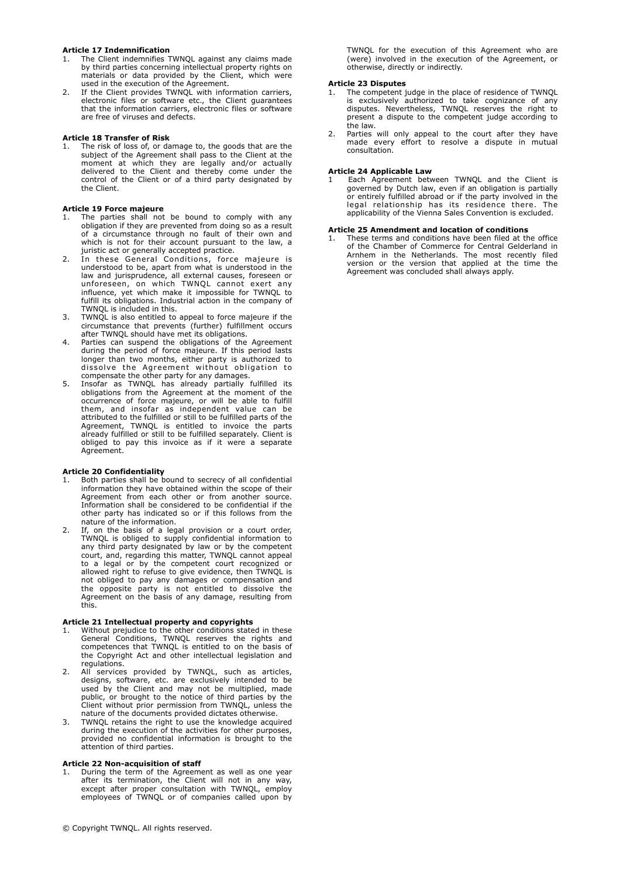**Article 17 Indemnification**

1. The Client indemnifies TWNQL against any claims made by third parties concerning intellectual property rights on materials or data provided by the Client, which were used in the execution of the Agreement.
2. If the Client provides TWNQL with information carriers, electronic files or software etc., the Client guarantees that the information carriers, electronic files or software are free of viruses and defects.

**Article 18 Transfer of Risk**

1. The risk of loss of, or damage to, the goods that are the subject of the Agreement shall pass to the Client at the moment at which they are legally and/or actually delivered to the Client and thereby come under the control of the Client or of a third party designated by the Client.

**Article 19 Force majeure**

1. The parties shall not be bound to comply with any obligation if they are prevented from doing so as a result of a circumstance through no fault of their own and which is not for their account pursuant to the law, a juristic act or generally accepted practice.
2. In these General Conditions, force majeure is understood to be, apart from what is understood in the law and jurisprudence, all external causes, foreseen or unforeseen, on which TWNQL cannot exert any influence, yet which make it impossible for TWNQL to fulfill its obligations. Industrial action in the company of TWNQL is included in this.
3. TWNQL is also entitled to appeal to force majeure if the circumstance that prevents (further) fulfillment occurs after TWNQL should have met its obligations.
4. Parties can suspend the obligations of the Agreement during the period of force majeure. If this period lasts longer than two months, either party is authorized to dissolve the Agreement without obligation to compensate the other party for any damages.
5. Insofar as TWNQL has already partially fulfilled its obligations from the Agreement at the moment of the occurrence of force majeure, or will be able to fulfill them, and insofar as independent value can be attributed to the fulfilled or still to be fulfilled parts of the Agreement, TWNQL is entitled to invoice the parts already fulfilled or still to be fulfilled separately. Client is obliged to pay this invoice as if it were a separate Agreement.

**Article 20 Confidentiality**

1. Both parties shall be bound to secrecy of all confidential information they have obtained within the scope of their Agreement from each other or from another source. Information shall be considered to be confidential if the other party has indicated so or if this follows from the nature of the information.
2. If, on the basis of a legal provision or a court order, TWNQL is obliged to supply confidential information to any third party designated by law or by the competent court, and, regarding this matter, TWNQL cannot appeal to a legal or by the competent court recognized or allowed right to refuse to give evidence, then TWNQL is not obliged to pay any damages or compensation and the opposite party is not entitled to dissolve the Agreement on the basis of any damage, resulting from this.

**Article 21 Intellectual property and copyrights**

1. Without prejudice to the other conditions stated in these General Conditions, TWNQL reserves the rights and competences that TWNQL is entitled to on the basis of the Copyright Act and other intellectual legislation and regulations.
2. All services provided by TWNQL, such as articles, designs, software, etc. are exclusively intended to be used by the Client and may not be multiplied, made public, or brought to the notice of third parties by the Client without prior permission from TWNQL, unless the nature of the documents provided dictates otherwise.
3. TWNQL retains the right to use the knowledge acquired during the execution of the activities for other purposes, provided no confidential information is brought to the attention of third parties.

**Article 22 Non-acquisition of staff**

1. During the term of the Agreement as well as one year after its termination, the Client will not in any way, except after proper consultation with TWNQL, employ employees of TWNQL or of companies called upon by TWNQL for the execution of this Agreement who are (were) involved in the execution of the Agreement, or otherwise, directly or indirectly.

**Article 23 Disputes**

1. The competent judge in the place of residence of TWNQL is exclusively authorized to take cognizance of any disputes. Nevertheless, TWNQL reserves the right to present a dispute to the competent judge according to the law.
2. Parties will only appeal to the court after they have made every effort to resolve a dispute in mutual consultation.

**Article 24 Applicable Law**

1. Each Agreement between TWNQL and the Client is governed by Dutch law, even if an obligation is partially or entirely fulfilled abroad or if the party involved in the legal relationship has its residence there. The applicability of the Vienna Sales Convention is excluded.

**Article 25 Amendment and location of conditions**

1. These terms and conditions have been filed at the office of the Chamber of Commerce for Central Gelderland in Arnhem in the Netherlands. The most recently filed version or the version that applied at the time the Agreement was concluded shall always apply.

© Copyright TWNQL. All rights reserved.